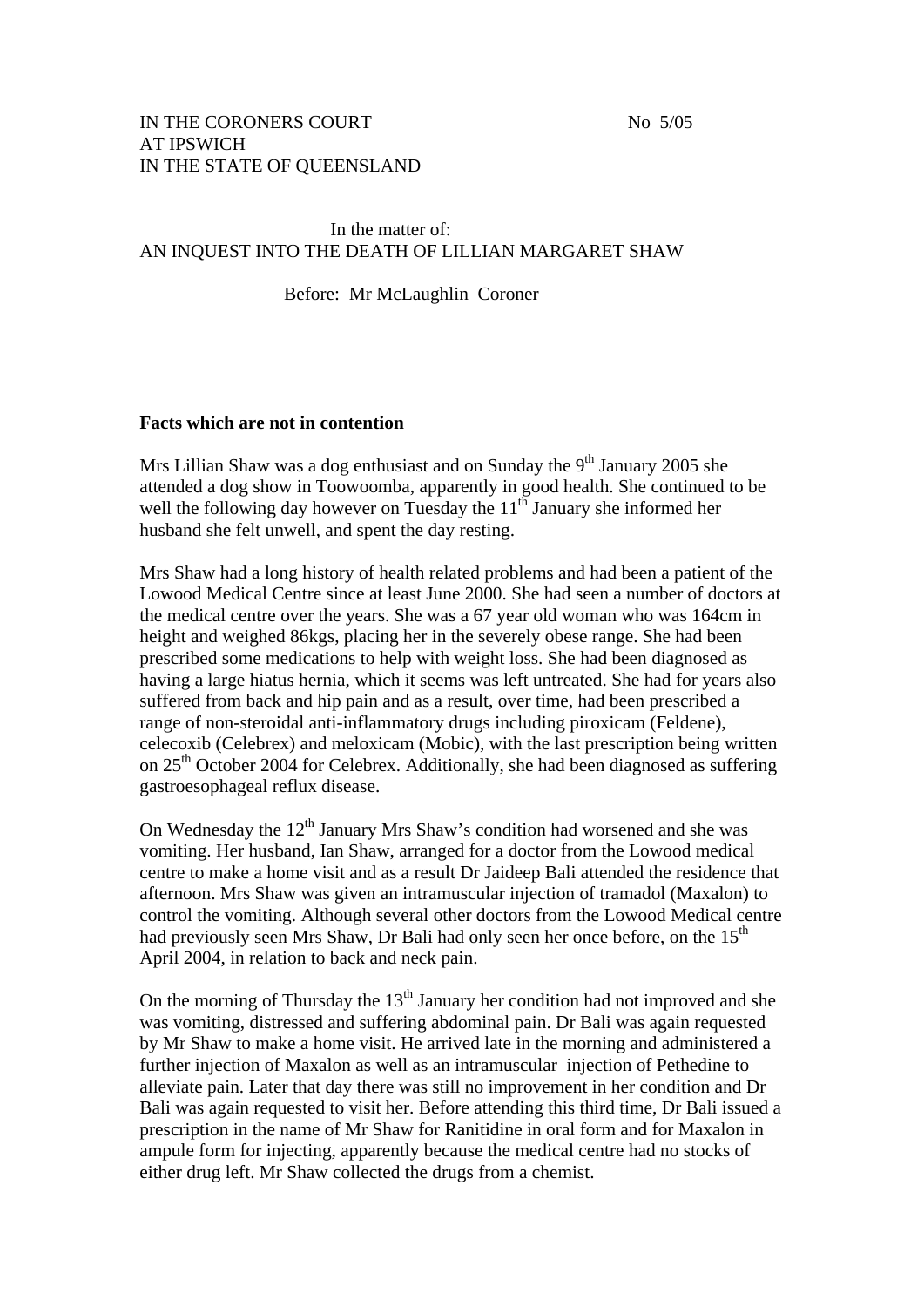IN THE CORONERS COURT No 5/05
AT IPSWICH
IN THE STATE OF QUEENSLAND

In the matter of:
AN INQUEST INTO THE DEATH OF LILLIAN MARGARET SHAW

Before: Mr McLaughlin Coroner

**Facts which are not in contention**

Mrs Lillian Shaw was a dog enthusiast and on Sunday the 9th January 2005 she attended a dog show in Toowoomba, apparently in good health. She continued to be well the following day however on Tuesday the 11th January she informed her husband she felt unwell, and spent the day resting.

Mrs Shaw had a long history of health related problems and had been a patient of the Lowood Medical Centre since at least June 2000. She had seen a number of doctors at the medical centre over the years. She was a 67 year old woman who was 164cm in height and weighed 86kgs, placing her in the severely obese range. She had been prescribed some medications to help with weight loss. She had been diagnosed as having a large hiatus hernia, which it seems was left untreated. She had for years also suffered from back and hip pain and as a result, over time, had been prescribed a range of non-steroidal anti-inflammatory drugs including piroxicam (Feldene), celecoxib (Celebrex) and meloxicam (Mobic), with the last prescription being written on 25th October 2004 for Celebrex. Additionally, she had been diagnosed as suffering gastroesophageal reflux disease.

On Wednesday the 12th January Mrs Shaw's condition had worsened and she was vomiting. Her husband, Ian Shaw, arranged for a doctor from the Lowood medical centre to make a home visit and as a result Dr Jaideep Bali attended the residence that afternoon. Mrs Shaw was given an intramuscular injection of tramadol (Maxalon) to control the vomiting. Although several other doctors from the Lowood Medical centre had previously seen Mrs Shaw, Dr Bali had only seen her once before, on the 15th April 2004, in relation to back and neck pain.

On the morning of Thursday the 13th January her condition had not improved and she was vomiting, distressed and suffering abdominal pain. Dr Bali was again requested by Mr Shaw to make a home visit. He arrived late in the morning and administered a further injection of Maxalon as well as an intramuscular injection of Pethedine to alleviate pain. Later that day there was still no improvement in her condition and Dr Bali was again requested to visit her. Before attending this third time, Dr Bali issued a prescription in the name of Mr Shaw for Ranitidine in oral form and for Maxalon in ampule form for injecting, apparently because the medical centre had no stocks of either drug left. Mr Shaw collected the drugs from a chemist.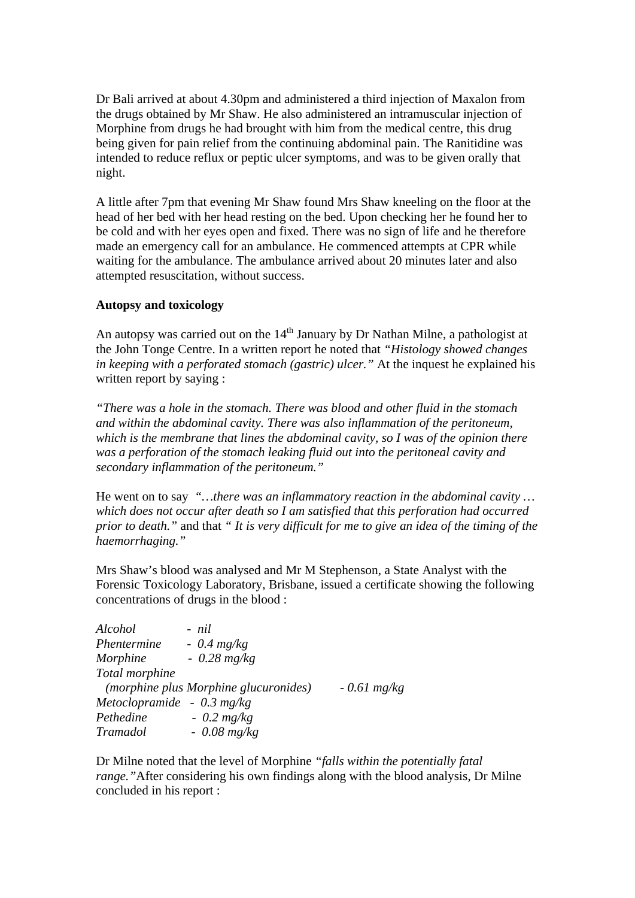Dr Bali arrived at about 4.30pm and administered a third injection of Maxalon from the drugs obtained by Mr Shaw. He also administered an intramuscular injection of Morphine from drugs he had brought with him from the medical centre, this drug being given for pain relief from the continuing abdominal pain. The Ranitidine was intended to reduce reflux or peptic ulcer symptoms, and was to be given orally that night.

A little after 7pm that evening Mr Shaw found Mrs Shaw kneeling on the floor at the head of her bed with her head resting on the bed. Upon checking her he found her to be cold and with her eyes open and fixed. There was no sign of life and he therefore made an emergency call for an ambulance. He commenced attempts at CPR while waiting for the ambulance. The ambulance arrived about 20 minutes later and also attempted resuscitation, without success.

**Autopsy and toxicology**

An autopsy was carried out on the 14th January by Dr Nathan Milne, a pathologist at the John Tonge Centre. In a written report he noted that *"Histology showed changes in keeping with a perforated stomach (gastric) ulcer."* At the inquest he explained his written report by saying :

*"There was a hole in the stomach. There was blood and other fluid in the stomach and within the abdominal cavity. There was also inflammation of the peritoneum, which is the membrane that lines the abdominal cavity, so I was of the opinion there was a perforation of the stomach leaking fluid out into the peritoneal cavity and secondary inflammation of the peritoneum."*

He went on to say *"…there was an inflammatory reaction in the abdominal cavity … which does not occur after death so I am satisfied that this perforation had occurred prior to death."* and that *" It is very difficult for me to give an idea of the timing of the haemorrhaging."*

Mrs Shaw's blood was analysed and Mr M Stephenson, a State Analyst with the Forensic Toxicology Laboratory, Brisbane, issued a certificate showing the following concentrations of drugs in the blood :

*Alcohol - nil*
*Phentermine - 0.4 mg/kg*
*Morphine - 0.28 mg/kg*
*Total morphine*
*(morphine plus Morphine glucuronides) - 0.61 mg/kg*
*Metoclopramide - 0.3 mg/kg*
*Pethedine - 0.2 mg/kg*
*Tramadol - 0.08 mg/kg*

Dr Milne noted that the level of Morphine *"falls within the potentially fatal range."* After considering his own findings along with the blood analysis, Dr Milne concluded in his report :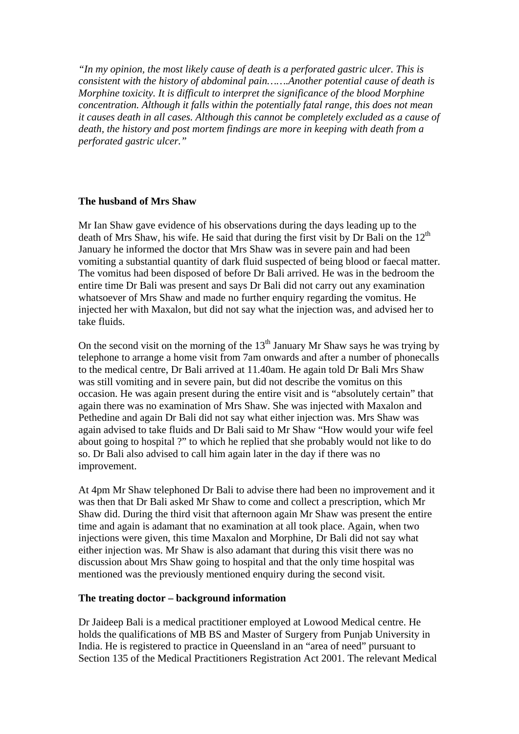*"In my opinion, the most likely cause of death is a perforated gastric ulcer. This is consistent with the history of abdominal pain…….Another potential cause of death is Morphine toxicity. It is difficult to interpret the significance of the blood Morphine concentration. Although it falls within the potentially fatal range, this does not mean it causes death in all cases. Although this cannot be completely excluded as a cause of death, the history and post mortem findings are more in keeping with death from a perforated gastric ulcer."*

**The husband of Mrs Shaw**

Mr Ian Shaw gave evidence of his observations during the days leading up to the death of Mrs Shaw, his wife. He said that during the first visit by Dr Bali on the 12th January he informed the doctor that Mrs Shaw was in severe pain and had been vomiting a substantial quantity of dark fluid suspected of being blood or faecal matter. The vomitus had been disposed of before Dr Bali arrived. He was in the bedroom the entire time Dr Bali was present and says Dr Bali did not carry out any examination whatsoever of Mrs Shaw and made no further enquiry regarding the vomitus. He injected her with Maxalon, but did not say what the injection was, and advised her to take fluids.

On the second visit on the morning of the 13th January Mr Shaw says he was trying by telephone to arrange a home visit from 7am onwards and after a number of phonecalls to the medical centre, Dr Bali arrived at 11.40am. He again told Dr Bali Mrs Shaw was still vomiting and in severe pain, but did not describe the vomitus on this occasion. He was again present during the entire visit and is "absolutely certain" that again there was no examination of Mrs Shaw. She was injected with Maxalon and Pethedine and again Dr Bali did not say what either injection was. Mrs Shaw was again advised to take fluids and Dr Bali said to Mr Shaw "How would your wife feel about going to hospital ?" to which he replied that she probably would not like to do so. Dr Bali also advised to call him again later in the day if there was no improvement.

At 4pm Mr Shaw telephoned Dr Bali to advise there had been no improvement and it was then that Dr Bali asked Mr Shaw to come and collect a prescription, which Mr Shaw did. During the third visit that afternoon again Mr Shaw was present the entire time and again is adamant that no examination at all took place. Again, when two injections were given, this time Maxalon and Morphine, Dr Bali did not say what either injection was. Mr Shaw is also adamant that during this visit there was no discussion about Mrs Shaw going to hospital and that the only time hospital was mentioned was the previously mentioned enquiry during the second visit.

**The treating doctor – background information**

Dr Jaideep Bali is a medical practitioner employed at Lowood Medical centre. He holds the qualifications of MB BS and Master of Surgery from Punjab University in India. He is registered to practice in Queensland in an "area of need" pursuant to Section 135 of the Medical Practitioners Registration Act 2001. The relevant Medical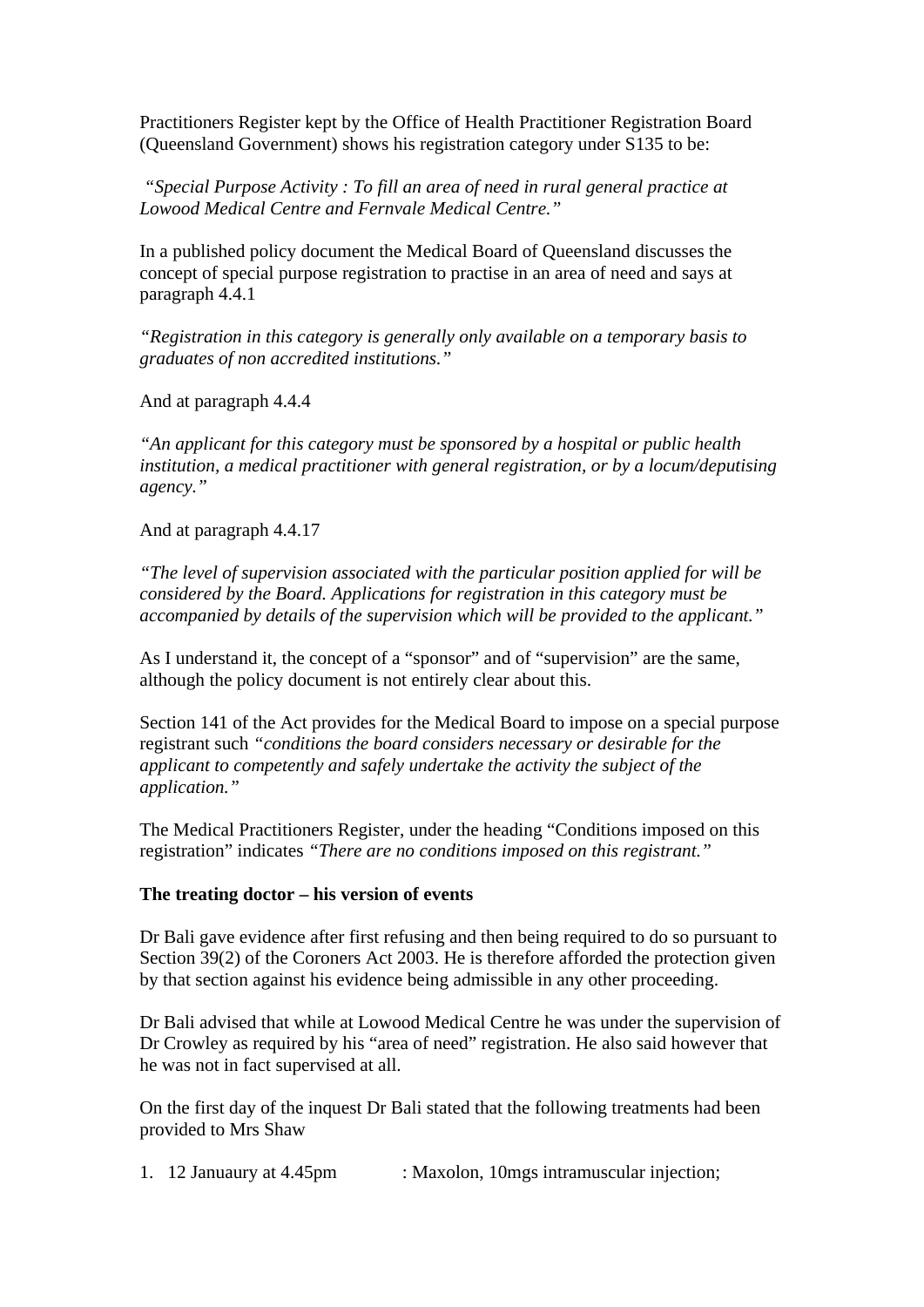Practitioners Register kept by the Office of Health Practitioner Registration Board (Queensland Government) shows his registration category under S135 to be:

*"Special Purpose Activity : To fill an area of need in rural general practice at Lowood Medical Centre and Fernvale Medical Centre."*

In a published policy document the Medical Board of Queensland discusses the concept of special purpose registration to practise in an area of need and says at paragraph 4.4.1

*"Registration in this category is generally only available on a temporary basis to graduates of non accredited institutions."*

And at paragraph 4.4.4

*"An applicant for this category must be sponsored by a hospital or public health institution, a medical practitioner with general registration, or by a locum/deputising agency."*

And at paragraph 4.4.17

*"The level of supervision associated with the particular position applied for will be considered by the Board. Applications for registration in this category must be accompanied by details of the supervision which will be provided to the applicant."*

As I understand it, the concept of a "sponsor" and of "supervision" are the same, although the policy document is not entirely clear about this.

Section 141 of the Act provides for the Medical Board to impose on a special purpose registrant such *"conditions the board considers necessary or desirable for the applicant to competently and safely undertake the activity the subject of the application."*

The Medical Practitioners Register, under the heading "Conditions imposed on this registration" indicates *"There are no conditions imposed on this registrant."*

**The treating doctor – his version of events**

Dr Bali gave evidence after first refusing and then being required to do so pursuant to Section 39(2) of the Coroners Act 2003. He is therefore afforded the protection given by that section against his evidence being admissible in any other proceeding.

Dr Bali advised that while at Lowood Medical Centre he was under the supervision of Dr Crowley as required by his "area of need" registration. He also said however that he was not in fact supervised at all.

On the first day of the inquest Dr Bali stated that the following treatments had been provided to Mrs Shaw

1. 12 Januaury at 4.45pm : Maxolon, 10mgs intramuscular injection;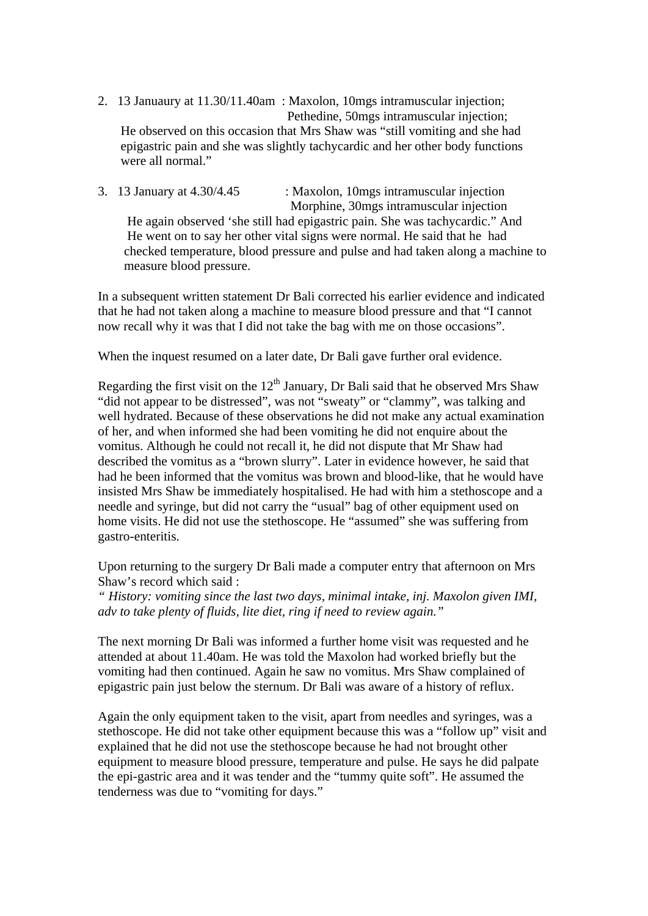2. 13 Januaury at 11.30/11.40am : Maxolon, 10mgs intramuscular injection;
   Pethedine, 50mgs intramuscular injection;

   He observed on this occasion that Mrs Shaw was "still vomiting and she had epigastric pain and she was slightly tachycardic and her other body functions were all normal."

3. 13 January at 4.30/4.45 : Maxolon, 10mgs intramuscular injection
   Morphine, 30mgs intramuscular injection

   He again observed 'she still had epigastric pain. She was tachycardic." And He went on to say her other vital signs were normal. He said that he had checked temperature, blood pressure and pulse and had taken along a machine to measure blood pressure.

In a subsequent written statement Dr Bali corrected his earlier evidence and indicated that he had not taken along a machine to measure blood pressure and that "I cannot now recall why it was that I did not take the bag with me on those occasions".

When the inquest resumed on a later date, Dr Bali gave further oral evidence.

Regarding the first visit on the 12th January, Dr Bali said that he observed Mrs Shaw "did not appear to be distressed", was not "sweaty" or "clammy", was talking and well hydrated. Because of these observations he did not make any actual examination of her, and when informed she had been vomiting he did not enquire about the vomitus. Although he could not recall it, he did not dispute that Mr Shaw had described the vomitus as a "brown slurry". Later in evidence however, he said that had he been informed that the vomitus was brown and blood-like, that he would have insisted Mrs Shaw be immediately hospitalised. He had with him a stethoscope and a needle and syringe, but did not carry the "usual" bag of other equipment used on home visits. He did not use the stethoscope. He "assumed" she was suffering from gastro-enteritis.

Upon returning to the surgery Dr Bali made a computer entry that afternoon on Mrs Shaw's record which said :
*" History: vomiting since the last two days, minimal intake, inj. Maxolon given IMI, adv to take plenty of fluids, lite diet, ring if need to review again."*

The next morning Dr Bali was informed a further home visit was requested and he attended at about 11.40am. He was told the Maxolon had worked briefly but the vomiting had then continued. Again he saw no vomitus. Mrs Shaw complained of epigastric pain just below the sternum. Dr Bali was aware of a history of reflux.

Again the only equipment taken to the visit, apart from needles and syringes, was a stethoscope. He did not take other equipment because this was a "follow up" visit and explained that he did not use the stethoscope because he had not brought other equipment to measure blood pressure, temperature and pulse. He says he did palpate the epi-gastric area and it was tender and the "tummy quite soft". He assumed the tenderness was due to "vomiting for days."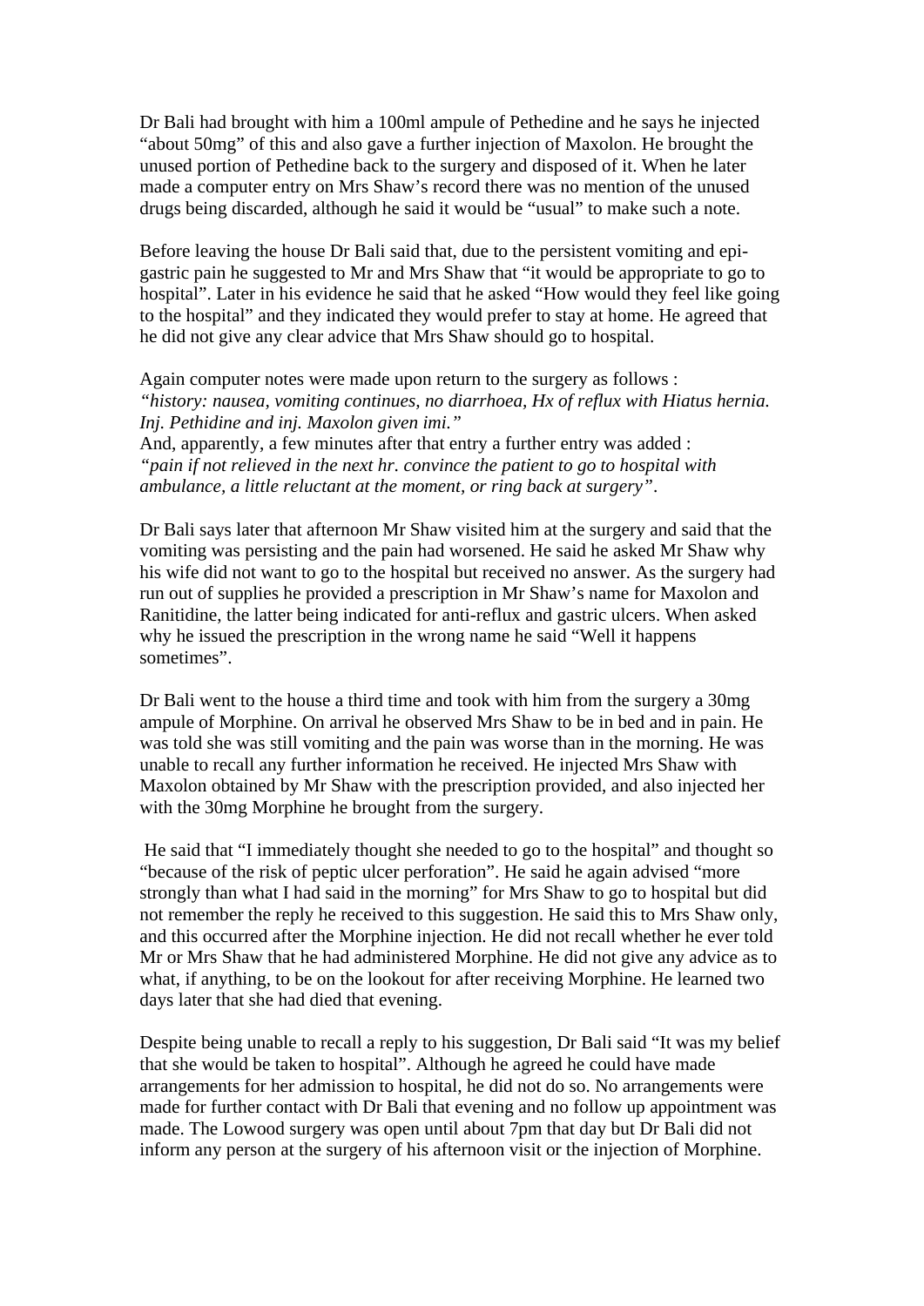Dr Bali had brought with him a 100ml ampule of Pethedine and he says he injected "about 50mg" of this and also gave a further injection of Maxolon. He brought the unused portion of Pethedine back to the surgery and disposed of it. When he later made a computer entry on Mrs Shaw's record there was no mention of the unused drugs being discarded, although he said it would be "usual" to make such a note.

Before leaving the house Dr Bali said that, due to the persistent vomiting and epi-gastric pain he suggested to Mr and Mrs Shaw that "it would be appropriate to go to hospital". Later in his evidence he said that he asked "How would they feel like going to the hospital" and they indicated they would prefer to stay at home. He agreed that he did not give any clear advice that Mrs Shaw should go to hospital.

Again computer notes were made upon return to the surgery as follows :
*"history: nausea, vomiting continues, no diarrhoea, Hx of reflux with Hiatus hernia. Inj. Pethidine and inj. Maxolon given imi."*
And, apparently, a few minutes after that entry a further entry was added :
*"pain if not relieved in the next hr. convince the patient to go to hospital with ambulance, a little reluctant at the moment, or ring back at surgery"*.

Dr Bali says later that afternoon Mr Shaw visited him at the surgery and said that the vomiting was persisting and the pain had worsened. He said he asked Mr Shaw why his wife did not want to go to the hospital but received no answer. As the surgery had run out of supplies he provided a prescription in Mr Shaw's name for Maxolon and Ranitidine, the latter being indicated for anti-reflux and gastric ulcers. When asked why he issued the prescription in the wrong name he said "Well it happens sometimes".

Dr Bali went to the house a third time and took with him from the surgery a 30mg ampule of Morphine. On arrival he observed Mrs Shaw to be in bed and in pain. He was told she was still vomiting and the pain was worse than in the morning. He was unable to recall any further information he received. He injected Mrs Shaw with Maxolon obtained by Mr Shaw with the prescription provided, and also injected her with the 30mg Morphine he brought from the surgery.

He said that "I immediately thought she needed to go to the hospital" and thought so "because of the risk of peptic ulcer perforation". He said he again advised "more strongly than what I had said in the morning" for Mrs Shaw to go to hospital but did not remember the reply he received to this suggestion. He said this to Mrs Shaw only, and this occurred after the Morphine injection. He did not recall whether he ever told Mr or Mrs Shaw that he had administered Morphine. He did not give any advice as to what, if anything, to be on the lookout for after receiving Morphine. He learned two days later that she had died that evening.

Despite being unable to recall a reply to his suggestion, Dr Bali said "It was my belief that she would be taken to hospital". Although he agreed he could have made arrangements for her admission to hospital, he did not do so. No arrangements were made for further contact with Dr Bali that evening and no follow up appointment was made. The Lowood surgery was open until about 7pm that day but Dr Bali did not inform any person at the surgery of his afternoon visit or the injection of Morphine.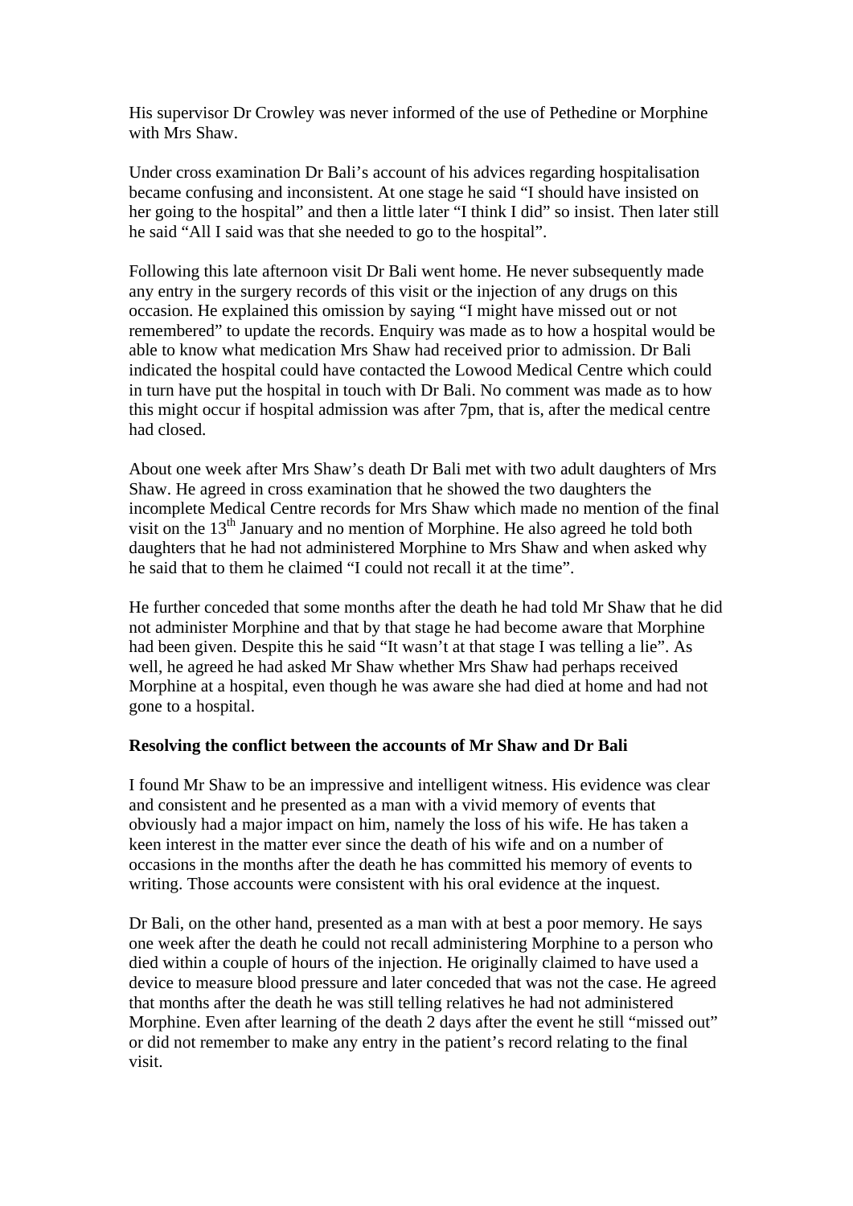His supervisor Dr Crowley was never informed of the use of Pethedine or Morphine with Mrs Shaw.

Under cross examination Dr Bali's account of his advices regarding hospitalisation became confusing and inconsistent. At one stage he said "I should have insisted on her going to the hospital" and then a little later "I think I did" so insist. Then later still he said "All I said was that she needed to go to the hospital".

Following this late afternoon visit Dr Bali went home. He never subsequently made any entry in the surgery records of this visit or the injection of any drugs on this occasion. He explained this omission by saying "I might have missed out or not remembered" to update the records. Enquiry was made as to how a hospital would be able to know what medication Mrs Shaw had received prior to admission. Dr Bali indicated the hospital could have contacted the Lowood Medical Centre which could in turn have put the hospital in touch with Dr Bali. No comment was made as to how this might occur if hospital admission was after 7pm, that is, after the medical centre had closed.

About one week after Mrs Shaw's death Dr Bali met with two adult daughters of Mrs Shaw. He agreed in cross examination that he showed the two daughters the incomplete Medical Centre records for Mrs Shaw which made no mention of the final visit on the 13th January and no mention of Morphine. He also agreed he told both daughters that he had not administered Morphine to Mrs Shaw and when asked why he said that to them he claimed "I could not recall it at the time".

He further conceded that some months after the death he had told Mr Shaw that he did not administer Morphine and that by that stage he had become aware that Morphine had been given. Despite this he said "It wasn't at that stage I was telling a lie". As well, he agreed he had asked Mr Shaw whether Mrs Shaw had perhaps received Morphine at a hospital, even though he was aware she had died at home and had not gone to a hospital.

**Resolving the conflict between the accounts of Mr Shaw and Dr Bali**

I found Mr Shaw to be an impressive and intelligent witness. His evidence was clear and consistent and he presented as a man with a vivid memory of events that obviously had a major impact on him, namely the loss of his wife. He has taken a keen interest in the matter ever since the death of his wife and on a number of occasions in the months after the death he has committed his memory of events to writing. Those accounts were consistent with his oral evidence at the inquest.

Dr Bali, on the other hand, presented as a man with at best a poor memory. He says one week after the death he could not recall administering Morphine to a person who died within a couple of hours of the injection. He originally claimed to have used a device to measure blood pressure and later conceded that was not the case. He agreed that months after the death he was still telling relatives he had not administered Morphine. Even after learning of the death 2 days after the event he still "missed out" or did not remember to make any entry in the patient's record relating to the final visit.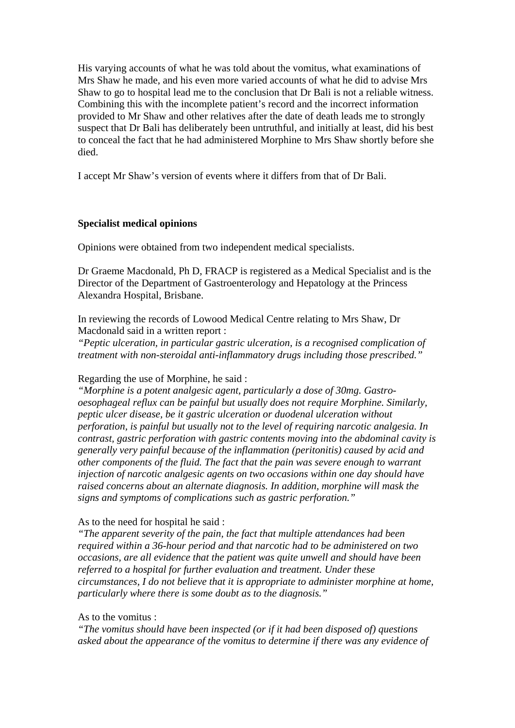His varying accounts of what he was told about the vomitus, what examinations of Mrs Shaw he made, and his even more varied accounts of what he did to advise Mrs Shaw to go to hospital lead me to the conclusion that Dr Bali is not a reliable witness. Combining this with the incomplete patient's record and the incorrect information provided to Mr Shaw and other relatives after the date of death leads me to strongly suspect that Dr Bali has deliberately been untruthful, and initially at least, did his best to conceal the fact that he had administered Morphine to Mrs Shaw shortly before she died.

I accept Mr Shaw's version of events where it differs from that of Dr Bali.

**Specialist medical opinions**

Opinions were obtained from two independent medical specialists.

Dr Graeme Macdonald, Ph D, FRACP is registered as a Medical Specialist and is the Director of the Department of Gastroenterology and Hepatology at the Princess Alexandra Hospital, Brisbane.

In reviewing the records of Lowood Medical Centre relating to Mrs Shaw, Dr Macdonald said in a written report :
*"Peptic ulceration, in particular gastric ulceration, is a recognised complication of treatment with non-steroidal anti-inflammatory drugs including those prescribed."*

Regarding the use of Morphine, he said :
*"Morphine is a potent analgesic agent, particularly a dose of 30mg. Gastro-oesophageal reflux can be painful but usually does not require Morphine. Similarly, peptic ulcer disease, be it gastric ulceration or duodenal ulceration without perforation, is painful but usually not to the level of requiring narcotic analgesia. In contrast, gastric perforation with gastric contents moving into the abdominal cavity is generally very painful because of the inflammation (peritonitis) caused by acid and other components of the fluid. The fact that the pain was severe enough to warrant injection of narcotic analgesic agents on two occasions within one day should have raised concerns about an alternate diagnosis. In addition, morphine will mask the signs and symptoms of complications such as gastric perforation."*

As to the need for hospital he said :
*"The apparent severity of the pain, the fact that multiple attendances had been required within a 36-hour period and that narcotic had to be administered on two occasions, are all evidence that the patient was quite unwell and should have been referred to a hospital for further evaluation and treatment. Under these circumstances, I do not believe that it is appropriate to administer morphine at home, particularly where there is some doubt as to the diagnosis."*

As to the vomitus :
*"The vomitus should have been inspected (or if it had been disposed of) questions asked about the appearance of the vomitus to determine if there was any evidence of*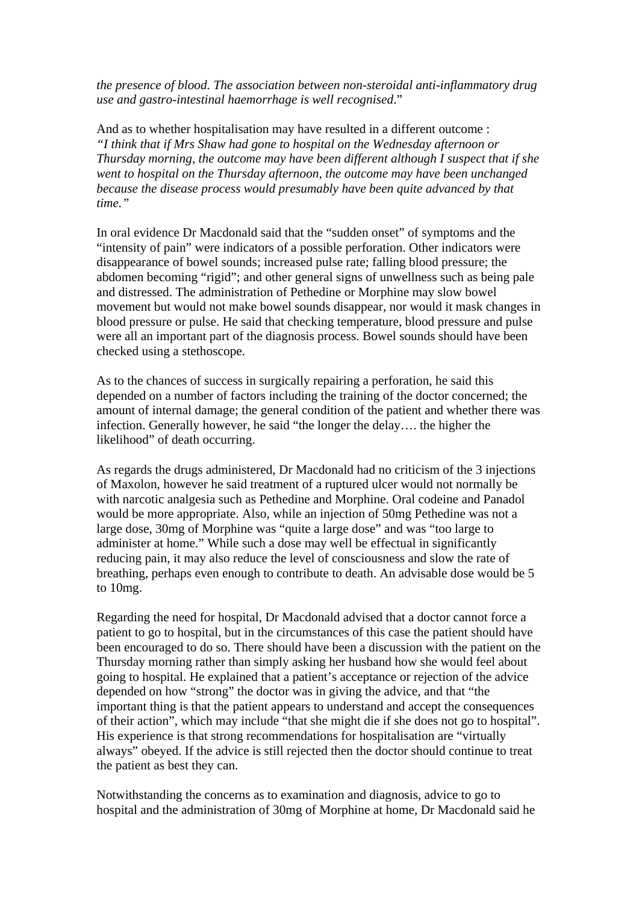*the presence of blood. The association between non-steroidal anti-inflammatory drug use and gastro-intestinal haemorrhage is well recognised*."

And as to whether hospitalisation may have resulted in a different outcome :
*"I think that if Mrs Shaw had gone to hospital on the Wednesday afternoon or Thursday morning, the outcome may have been different although I suspect that if she went to hospital on the Thursday afternoon, the outcome may have been unchanged because the disease process would presumably have been quite advanced by that time."*

In oral evidence Dr Macdonald said that the "sudden onset" of symptoms and the "intensity of pain" were indicators of a possible perforation. Other indicators were disappearance of bowel sounds; increased pulse rate; falling blood pressure; the abdomen becoming "rigid"; and other general signs of unwellness such as being pale and distressed. The administration of Pethedine or Morphine may slow bowel movement but would not make bowel sounds disappear, nor would it mask changes in blood pressure or pulse. He said that checking temperature, blood pressure and pulse were all an important part of the diagnosis process. Bowel sounds should have been checked using a stethoscope.

As to the chances of success in surgically repairing a perforation, he said this depended on a number of factors including the training of the doctor concerned; the amount of internal damage; the general condition of the patient and whether there was infection. Generally however, he said "the longer the delay…. the higher the likelihood" of death occurring.

As regards the drugs administered, Dr Macdonald had no criticism of the 3 injections of Maxolon, however he said treatment of a ruptured ulcer would not normally be with narcotic analgesia such as Pethedine and Morphine. Oral codeine and Panadol would be more appropriate. Also, while an injection of 50mg Pethedine was not a large dose, 30mg of Morphine was "quite a large dose" and was "too large to administer at home." While such a dose may well be effectual in significantly reducing pain, it may also reduce the level of consciousness and slow the rate of breathing, perhaps even enough to contribute to death. An advisable dose would be 5 to 10mg.

Regarding the need for hospital, Dr Macdonald advised that a doctor cannot force a patient to go to hospital, but in the circumstances of this case the patient should have been encouraged to do so. There should have been a discussion with the patient on the Thursday morning rather than simply asking her husband how she would feel about going to hospital. He explained that a patient's acceptance or rejection of the advice depended on how "strong" the doctor was in giving the advice, and that "the important thing is that the patient appears to understand and accept the consequences of their action", which may include "that she might die if she does not go to hospital". His experience is that strong recommendations for hospitalisation are "virtually always" obeyed. If the advice is still rejected then the doctor should continue to treat the patient as best they can.

Notwithstanding the concerns as to examination and diagnosis, advice to go to hospital and the administration of 30mg of Morphine at home, Dr Macdonald said he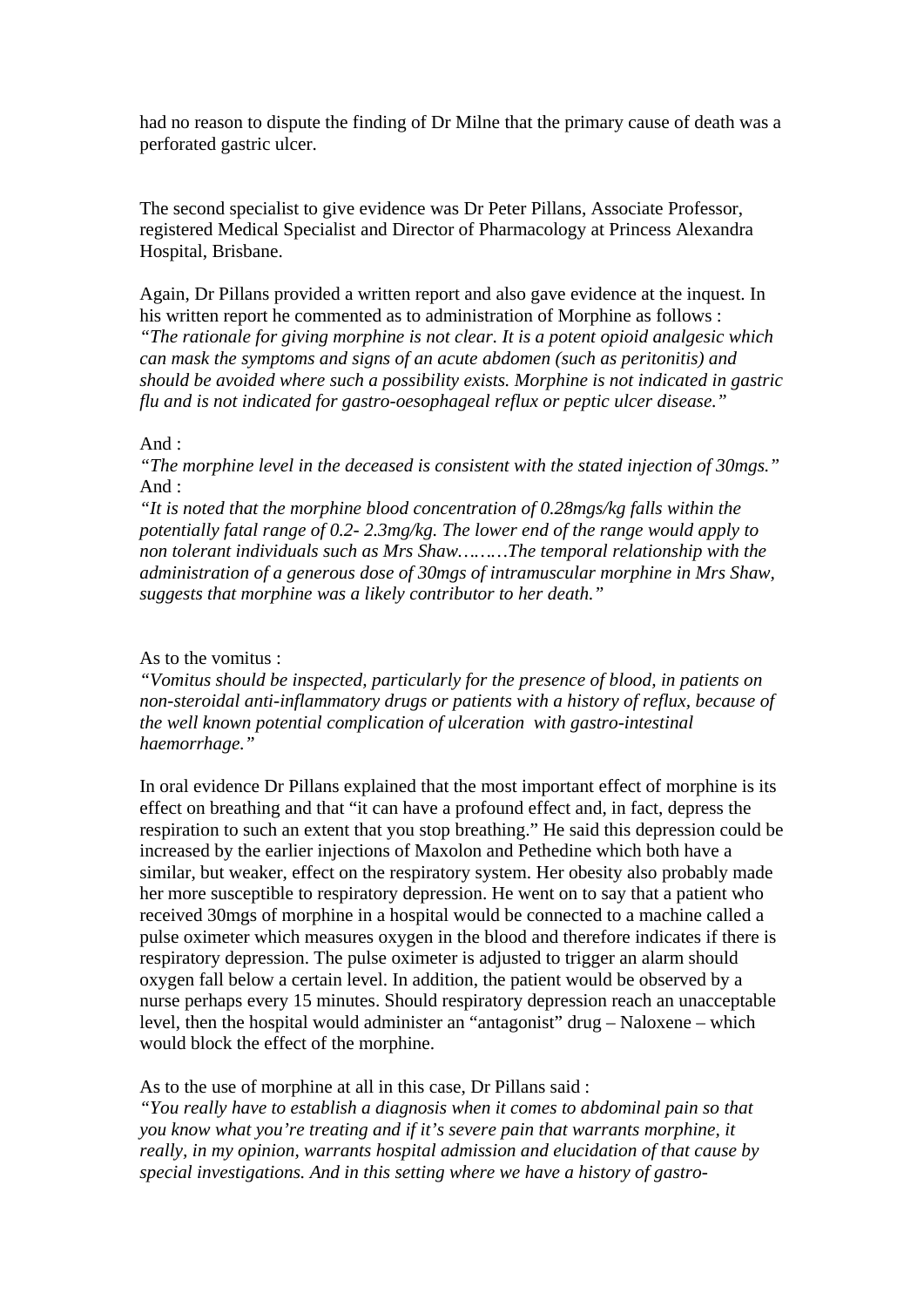had no reason to dispute the finding of Dr Milne that the primary cause of death was a perforated gastric ulcer.

The second specialist to give evidence was Dr Peter Pillans, Associate Professor, registered Medical Specialist and Director of Pharmacology at Princess Alexandra Hospital, Brisbane.

Again, Dr Pillans provided a written report and also gave evidence at the inquest. In his written report he commented as to administration of Morphine as follows :
*"The rationale for giving morphine is not clear. It is a potent opioid analgesic which can mask the symptoms and signs of an acute abdomen (such as peritonitis) and should be avoided where such a possibility exists. Morphine is not indicated in gastric flu and is not indicated for gastro-oesophageal reflux or peptic ulcer disease."*

And :
*"The morphine level in the deceased is consistent with the stated injection of 30mgs."*
And :
*"It is noted that the morphine blood concentration of 0.28mgs/kg falls within the potentially fatal range of 0.2- 2.3mg/kg. The lower end of the range would apply to non tolerant individuals such as Mrs Shaw………The temporal relationship with the administration of a generous dose of 30mgs of intramuscular morphine in Mrs Shaw, suggests that morphine was a likely contributor to her death."*

As to the vomitus :
*"Vomitus should be inspected, particularly for the presence of blood, in patients on non-steroidal anti-inflammatory drugs or patients with a history of reflux, because of the well known potential complication of ulceration with gastro-intestinal haemorrhage."*

In oral evidence Dr Pillans explained that the most important effect of morphine is its effect on breathing and that "it can have a profound effect and, in fact, depress the respiration to such an extent that you stop breathing." He said this depression could be increased by the earlier injections of Maxolon and Pethedine which both have a similar, but weaker, effect on the respiratory system. Her obesity also probably made her more susceptible to respiratory depression. He went on to say that a patient who received 30mgs of morphine in a hospital would be connected to a machine called a pulse oximeter which measures oxygen in the blood and therefore indicates if there is respiratory depression. The pulse oximeter is adjusted to trigger an alarm should oxygen fall below a certain level. In addition, the patient would be observed by a nurse perhaps every 15 minutes. Should respiratory depression reach an unacceptable level, then the hospital would administer an "antagonist" drug – Naloxene – which would block the effect of the morphine.

As to the use of morphine at all in this case, Dr Pillans said :
*"You really have to establish a diagnosis when it comes to abdominal pain so that you know what you're treating and if it's severe pain that warrants morphine, it really, in my opinion, warrants hospital admission and elucidation of that cause by special investigations. And in this setting where we have a history of gastro-*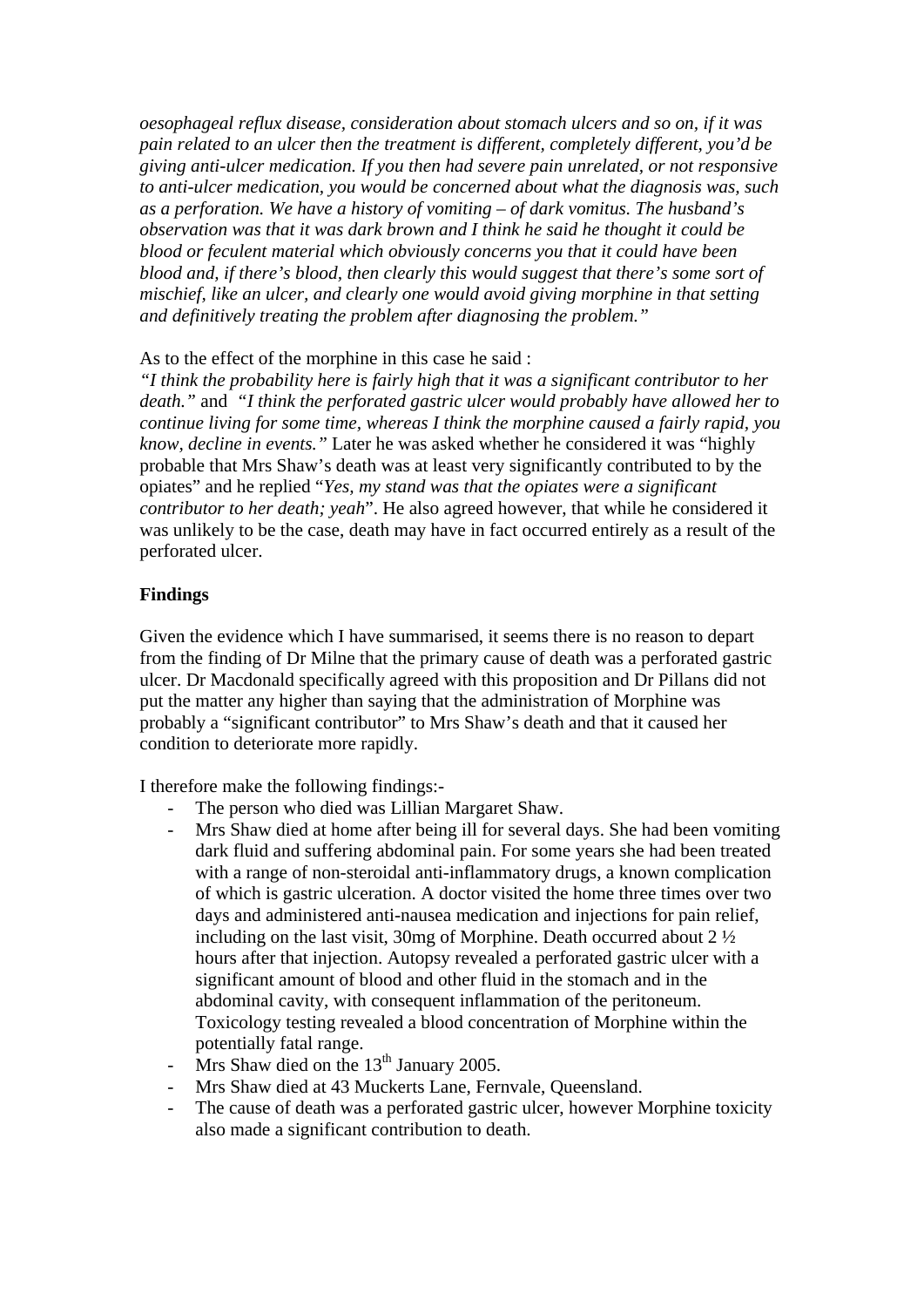*oesophageal reflux disease, consideration about stomach ulcers and so on, if it was pain related to an ulcer then the treatment is different, completely different, you'd be giving anti-ulcer medication. If you then had severe pain unrelated, or not responsive to anti-ulcer medication, you would be concerned about what the diagnosis was, such as a perforation. We have a history of vomiting – of dark vomitus. The husband's observation was that it was dark brown and I think he said he thought it could be blood or feculent material which obviously concerns you that it could have been blood and, if there's blood, then clearly this would suggest that there's some sort of mischief, like an ulcer, and clearly one would avoid giving morphine in that setting and definitively treating the problem after diagnosing the problem."*

As to the effect of the morphine in this case he said :
*"I think the probability here is fairly high that it was a significant contributor to her death."* and *"I think the perforated gastric ulcer would probably have allowed her to continue living for some time, whereas I think the morphine caused a fairly rapid, you know, decline in events."* Later he was asked whether he considered it was "highly probable that Mrs Shaw's death was at least very significantly contributed to by the opiates" and he replied "*Yes, my stand was that the opiates were a significant contributor to her death; yeah*". He also agreed however, that while he considered it was unlikely to be the case, death may have in fact occurred entirely as a result of the perforated ulcer.

**Findings**

Given the evidence which I have summarised, it seems there is no reason to depart from the finding of Dr Milne that the primary cause of death was a perforated gastric ulcer. Dr Macdonald specifically agreed with this proposition and Dr Pillans did not put the matter any higher than saying that the administration of Morphine was probably a "significant contributor" to Mrs Shaw's death and that it caused her condition to deteriorate more rapidly.

I therefore make the following findings:-

- The person who died was Lillian Margaret Shaw.
- Mrs Shaw died at home after being ill for several days. She had been vomiting dark fluid and suffering abdominal pain. For some years she had been treated with a range of non-steroidal anti-inflammatory drugs, a known complication of which is gastric ulceration. A doctor visited the home three times over two days and administered anti-nausea medication and injections for pain relief, including on the last visit, 30mg of Morphine. Death occurred about 2 ½ hours after that injection. Autopsy revealed a perforated gastric ulcer with a significant amount of blood and other fluid in the stomach and in the abdominal cavity, with consequent inflammation of the peritoneum. Toxicology testing revealed a blood concentration of Morphine within the potentially fatal range.
- Mrs Shaw died on the 13th January 2005.
- Mrs Shaw died at 43 Muckerts Lane, Fernvale, Queensland.
- The cause of death was a perforated gastric ulcer, however Morphine toxicity also made a significant contribution to death.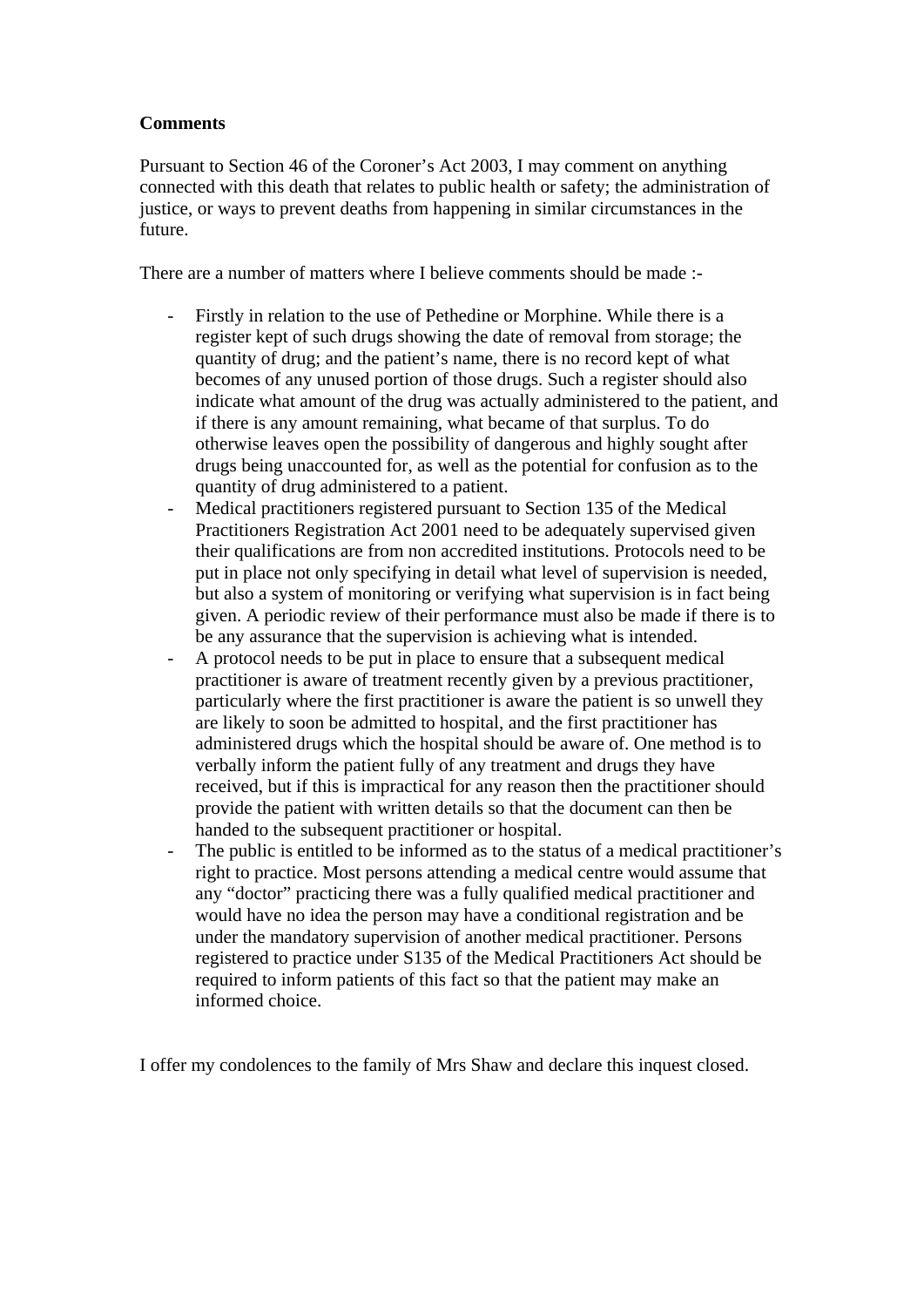**Comments**

Pursuant to Section 46 of the Coroner's Act 2003, I may comment on anything connected with this death that relates to public health or safety; the administration of justice, or ways to prevent deaths from happening in similar circumstances in the future.

There are a number of matters where I believe comments should be made :-

- Firstly in relation to the use of Pethedine or Morphine. While there is a register kept of such drugs showing the date of removal from storage; the quantity of drug; and the patient's name, there is no record kept of what becomes of any unused portion of those drugs. Such a register should also indicate what amount of the drug was actually administered to the patient, and if there is any amount remaining, what became of that surplus. To do otherwise leaves open the possibility of dangerous and highly sought after drugs being unaccounted for, as well as the potential for confusion as to the quantity of drug administered to a patient.
- Medical practitioners registered pursuant to Section 135 of the Medical Practitioners Registration Act 2001 need to be adequately supervised given their qualifications are from non accredited institutions. Protocols need to be put in place not only specifying in detail what level of supervision is needed, but also a system of monitoring or verifying what supervision is in fact being given. A periodic review of their performance must also be made if there is to be any assurance that the supervision is achieving what is intended.
- A protocol needs to be put in place to ensure that a subsequent medical practitioner is aware of treatment recently given by a previous practitioner, particularly where the first practitioner is aware the patient is so unwell they are likely to soon be admitted to hospital, and the first practitioner has administered drugs which the hospital should be aware of. One method is to verbally inform the patient fully of any treatment and drugs they have received, but if this is impractical for any reason then the practitioner should provide the patient with written details so that the document can then be handed to the subsequent practitioner or hospital.
- The public is entitled to be informed as to the status of a medical practitioner's right to practice. Most persons attending a medical centre would assume that any "doctor" practicing there was a fully qualified medical practitioner and would have no idea the person may have a conditional registration and be under the mandatory supervision of another medical practitioner. Persons registered to practice under S135 of the Medical Practitioners Act should be required to inform patients of this fact so that the patient may make an informed choice.

I offer my condolences to the family of Mrs Shaw and declare this inquest closed.